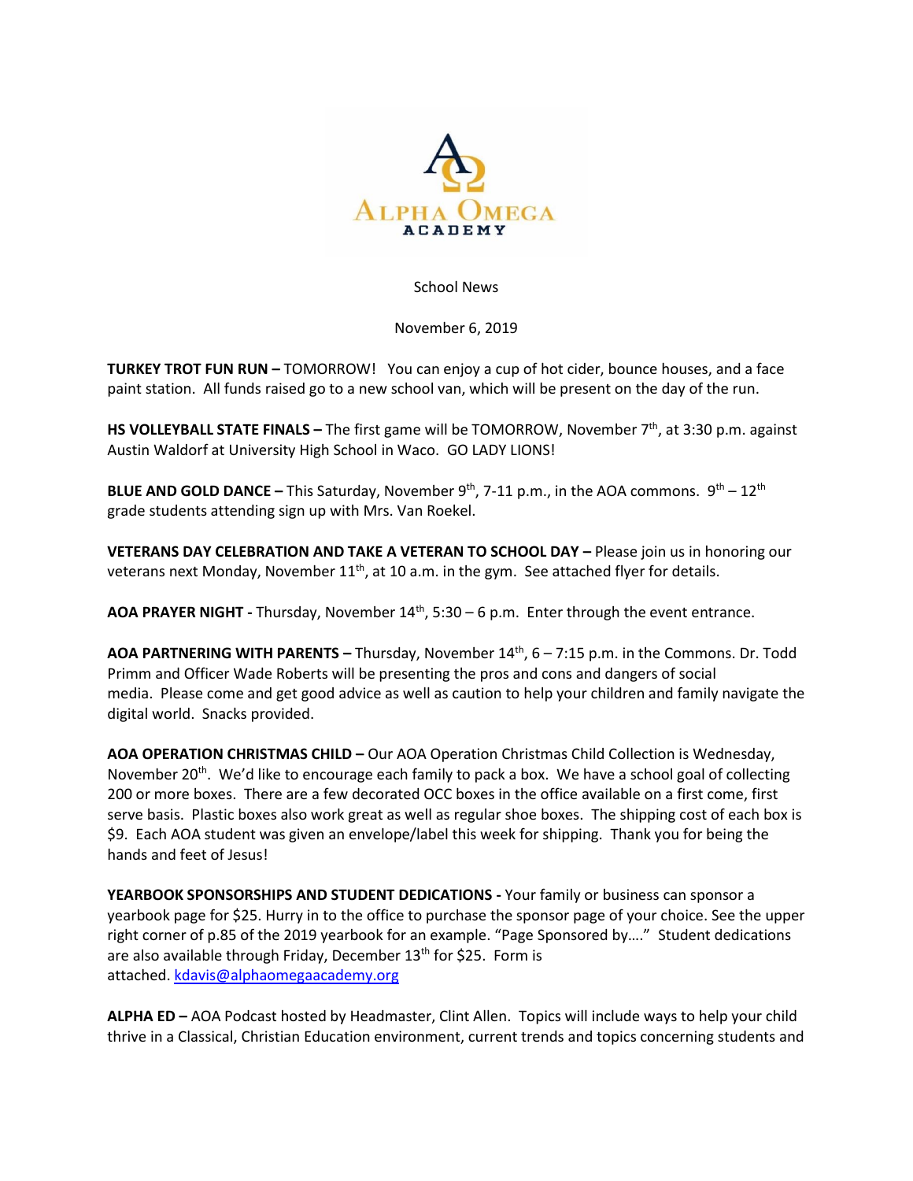ALPHA OMEGA
ACADEMY

School News

November 6, 2019

**TURKEY TROT FUN RUN –** TOMORROW! You can enjoy a cup of hot cider, bounce houses, and a face paint station. All funds raised go to a new school van, which will be present on the day of the run.

**HS VOLLEYBALL STATE FINALS –** The first game will be TOMORROW, November 7th, at 3:30 p.m. against Austin Waldorf at University High School in Waco. GO LADY LIONS!

**BLUE AND GOLD DANCE –** This Saturday, November 9th, 7-11 p.m., in the AOA commons. 9th – 12th grade students attending sign up with Mrs. Van Roekel.

**VETERANS DAY CELEBRATION AND TAKE A VETERAN TO SCHOOL DAY –** Please join us in honoring our veterans next Monday, November 11th, at 10 a.m. in the gym. See attached flyer for details.

**AOA PRAYER NIGHT -** Thursday, November 14th, 5:30 – 6 p.m. Enter through the event entrance.

**AOA PARTNERING WITH PARENTS –** Thursday, November 14th, 6 – 7:15 p.m. in the Commons. Dr. Todd Primm and Officer Wade Roberts will be presenting the pros and cons and dangers of social media. Please come and get good advice as well as caution to help your children and family navigate the digital world. Snacks provided.

**AOA OPERATION CHRISTMAS CHILD –** Our AOA Operation Christmas Child Collection is Wednesday, November 20th. We'd like to encourage each family to pack a box. We have a school goal of collecting 200 or more boxes. There are a few decorated OCC boxes in the office available on a first come, first serve basis. Plastic boxes also work great as well as regular shoe boxes. The shipping cost of each box is $9. Each AOA student was given an envelope/label this week for shipping. Thank you for being the hands and feet of Jesus!

**YEARBOOK SPONSORSHIPS AND STUDENT DEDICATIONS -** Your family or business can sponsor a yearbook page for $25. Hurry in to the office to purchase the sponsor page of your choice. See the upper right corner of p.85 of the 2019 yearbook for an example. "Page Sponsored by…." Student dedications are also available through Friday, December 13th for $25. Form is attached. kdavis@alphaomegaacademy.org

**ALPHA ED –** AOA Podcast hosted by Headmaster, Clint Allen. Topics will include ways to help your child thrive in a Classical, Christian Education environment, current trends and topics concerning students and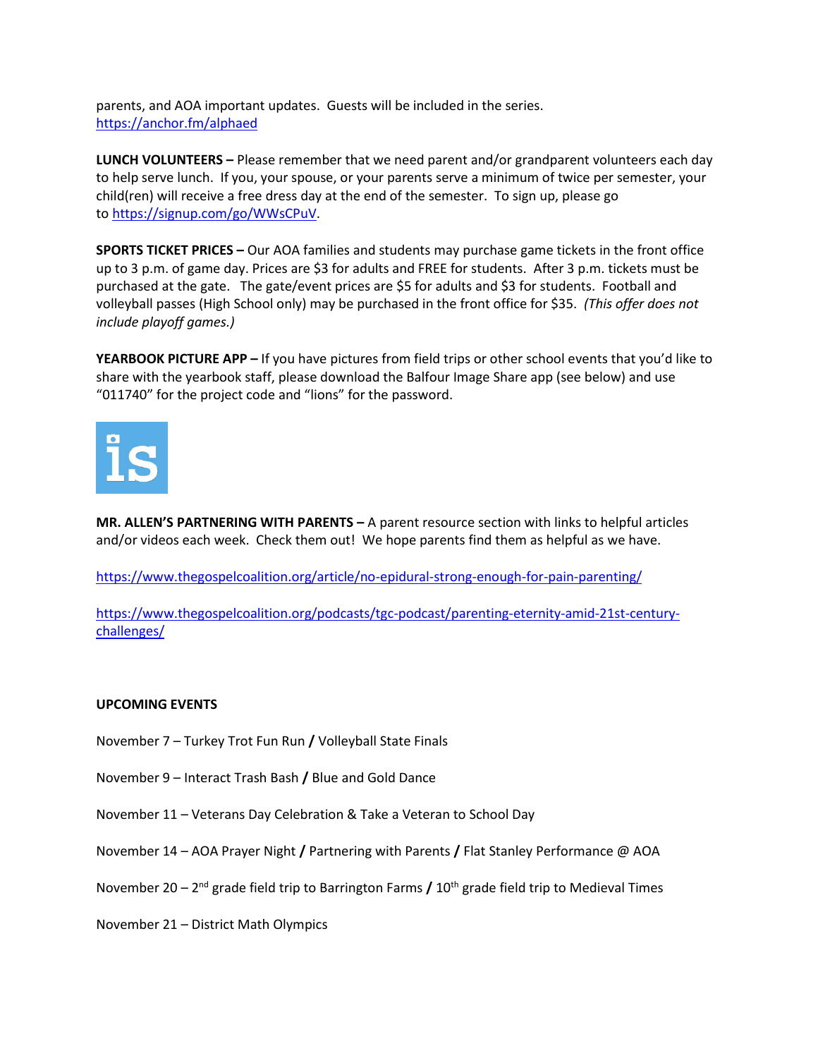parents, and AOA important updates.  Guests will be included in the series.
https://anchor.fm/alphaed

**LUNCH VOLUNTEERS –** Please remember that we need parent and/or grandparent volunteers each day to help serve lunch.  If you, your spouse, or your parents serve a minimum of twice per semester, your child(ren) will receive a free dress day at the end of the semester.  To sign up, please go to https://signup.com/go/WWsCPuV.

**SPORTS TICKET PRICES –** Our AOA families and students may purchase game tickets in the front office up to 3 p.m. of game day. Prices are $3 for adults and FREE for students.  After 3 p.m. tickets must be purchased at the gate.  The gate/event prices are $5 for adults and $3 for students.  Football and volleyball passes (High School only) may be purchased in the front office for $35.  *(This offer does not include playoff games.)*

**YEARBOOK PICTURE APP –** If you have pictures from field trips or other school events that you'd like to share with the yearbook staff, please download the Balfour Image Share app (see below) and use "011740" for the project code and "lions" for the password.

**MR. ALLEN'S PARTNERING WITH PARENTS –** A parent resource section with links to helpful articles and/or videos each week.  Check them out!  We hope parents find them as helpful as we have.

https://www.thegospelcoalition.org/article/no-epidural-strong-enough-for-pain-parenting/

https://www.thegospelcoalition.org/podcasts/tgc-podcast/parenting-eternity-amid-21st-century-challenges/

**UPCOMING EVENTS**

November 7 – Turkey Trot Fun Run **/** Volleyball State Finals

November 9 – Interact Trash Bash **/** Blue and Gold Dance

November 11 – Veterans Day Celebration & Take a Veteran to School Day

November 14 – AOA Prayer Night **/** Partnering with Parents **/** Flat Stanley Performance @ AOA

November 20 – 2nd grade field trip to Barrington Farms **/** 10th grade field trip to Medieval Times

November 21 – District Math Olympics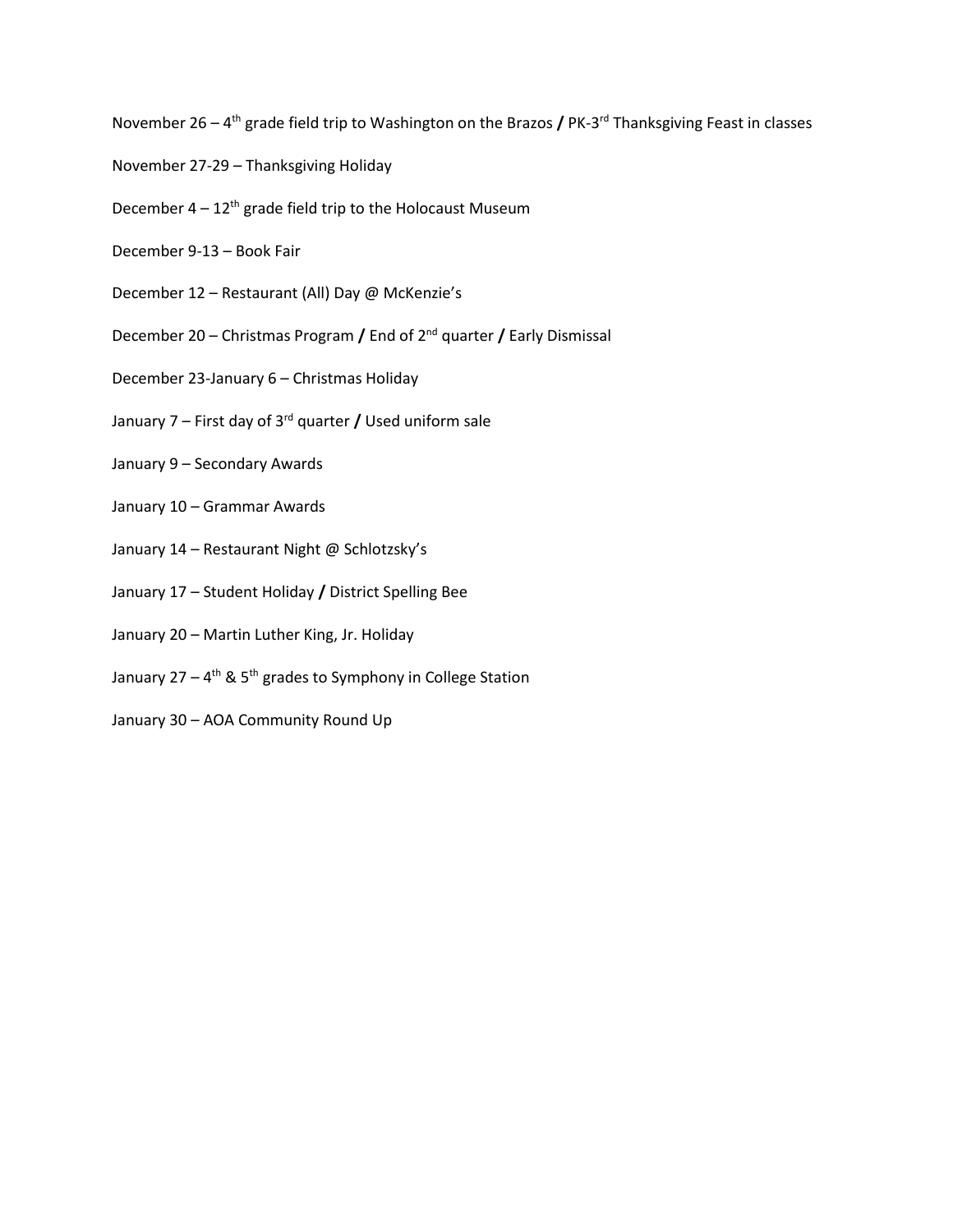November 26 – 4th grade field trip to Washington on the Brazos / PK-3rd Thanksgiving Feast in classes

November 27-29 – Thanksgiving Holiday

December 4 – 12th grade field trip to the Holocaust Museum

December 9-13 – Book Fair

December 12 – Restaurant (All) Day @ McKenzie's

December 20 – Christmas Program / End of 2nd quarter / Early Dismissal

December 23-January 6 – Christmas Holiday

January 7 – First day of 3rd quarter / Used uniform sale

January 9 – Secondary Awards

January 10 – Grammar Awards

January 14 – Restaurant Night @ Schlotzsky's

January 17 – Student Holiday / District Spelling Bee

January 20 – Martin Luther King, Jr. Holiday

January 27 – 4th & 5th grades to Symphony in College Station

January 30 – AOA Community Round Up